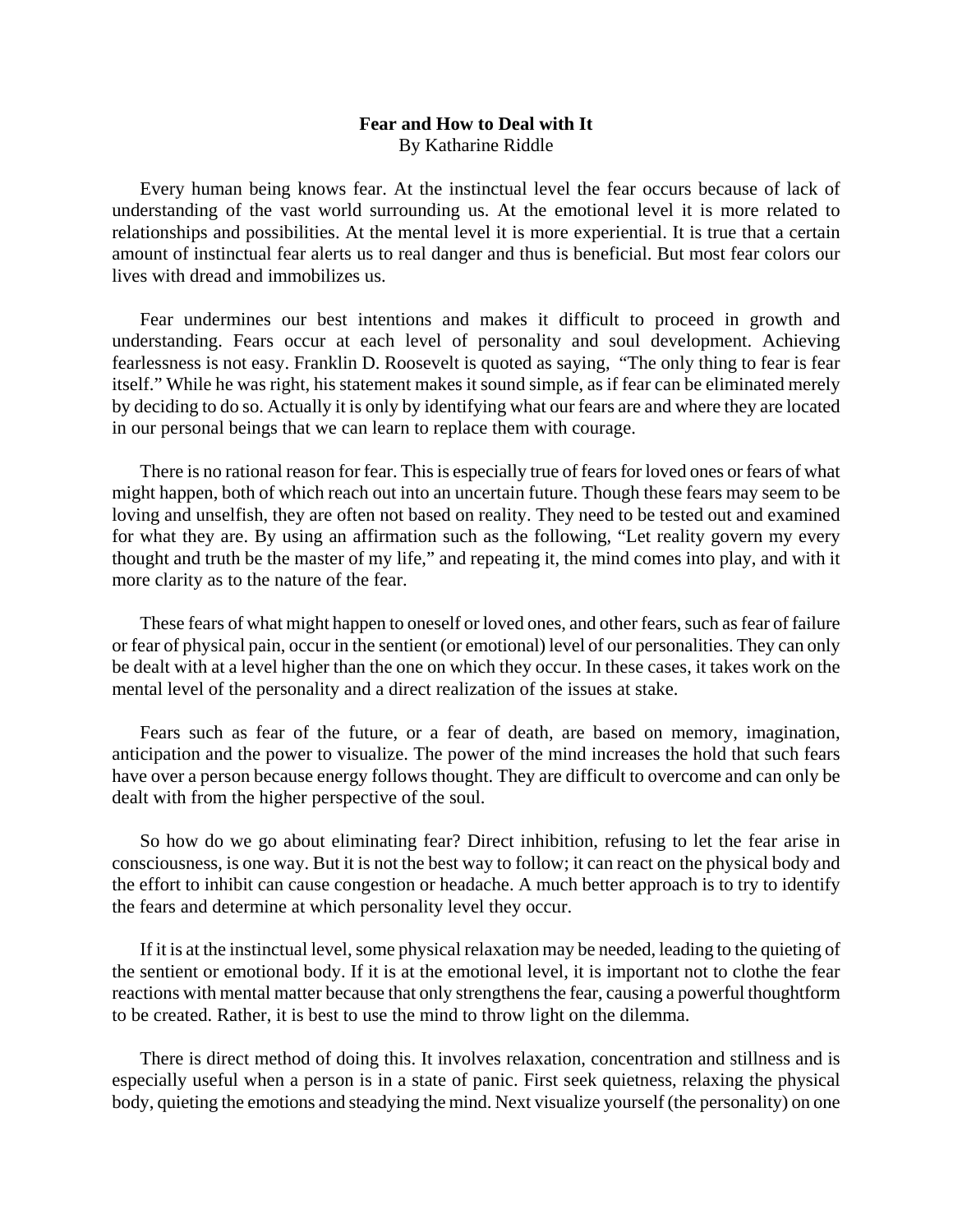**Fear and How to Deal with It**
By Katharine Riddle

Every human being knows fear. At the instinctual level the fear occurs because of lack of understanding of the vast world surrounding us. At the emotional level it is more related to relationships and possibilities. At the mental level it is more experiential. It is true that a certain amount of instinctual fear alerts us to real danger and thus is beneficial. But most fear colors our lives with dread and immobilizes us.

Fear undermines our best intentions and makes it difficult to proceed in growth and understanding. Fears occur at each level of personality and soul development. Achieving fearlessness is not easy. Franklin D. Roosevelt is quoted as saying, "The only thing to fear is fear itself." While he was right, his statement makes it sound simple, as if fear can be eliminated merely by deciding to do so. Actually it is only by identifying what our fears are and where they are located in our personal beings that we can learn to replace them with courage.

There is no rational reason for fear. This is especially true of fears for loved ones or fears of what might happen, both of which reach out into an uncertain future. Though these fears may seem to be loving and unselfish, they are often not based on reality. They need to be tested out and examined for what they are. By using an affirmation such as the following, "Let reality govern my every thought and truth be the master of my life," and repeating it, the mind comes into play, and with it more clarity as to the nature of the fear.

These fears of what might happen to oneself or loved ones, and other fears, such as fear of failure or fear of physical pain, occur in the sentient (or emotional) level of our personalities. They can only be dealt with at a level higher than the one on which they occur. In these cases, it takes work on the mental level of the personality and a direct realization of the issues at stake.

Fears such as fear of the future, or a fear of death, are based on memory, imagination, anticipation and the power to visualize. The power of the mind increases the hold that such fears have over a person because energy follows thought. They are difficult to overcome and can only be dealt with from the higher perspective of the soul.

So how do we go about eliminating fear? Direct inhibition, refusing to let the fear arise in consciousness, is one way. But it is not the best way to follow; it can react on the physical body and the effort to inhibit can cause congestion or headache. A much better approach is to try to identify the fears and determine at which personality level they occur.

If it is at the instinctual level, some physical relaxation may be needed, leading to the quieting of the sentient or emotional body. If it is at the emotional level, it is important not to clothe the fear reactions with mental matter because that only strengthens the fear, causing a powerful thoughtform to be created. Rather, it is best to use the mind to throw light on the dilemma.

There is direct method of doing this. It involves relaxation, concentration and stillness and is especially useful when a person is in a state of panic. First seek quietness, relaxing the physical body, quieting the emotions and steadying the mind. Next visualize yourself (the personality) on one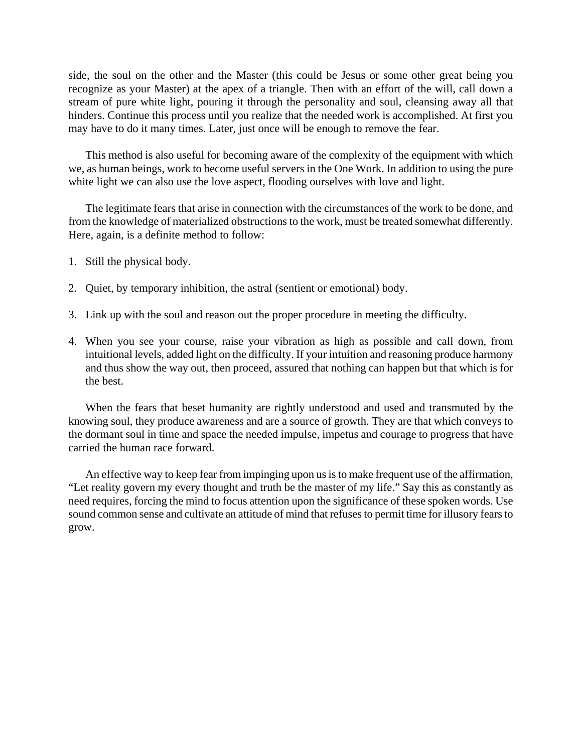side, the soul on the other and the Master (this could be Jesus or some other great being you recognize as your Master) at the apex of a triangle. Then with an effort of the will, call down a stream of pure white light, pouring it through the personality and soul, cleansing away all that hinders. Continue this process until you realize that the needed work is accomplished. At first you may have to do it many times. Later, just once will be enough to remove the fear.

This method is also useful for becoming aware of the complexity of the equipment with which we, as human beings, work to become useful servers in the One Work. In addition to using the pure white light we can also use the love aspect, flooding ourselves with love and light.

The legitimate fears that arise in connection with the circumstances of the work to be done, and from the knowledge of materialized obstructions to the work, must be treated somewhat differently. Here, again, is a definite method to follow:

1. Still the physical body.

2. Quiet, by temporary inhibition, the astral (sentient or emotional) body.

3. Link up with the soul and reason out the proper procedure in meeting the difficulty.

4. When you see your course, raise your vibration as high as possible and call down, from intuitional levels, added light on the difficulty. If your intuition and reasoning produce harmony and thus show the way out, then proceed, assured that nothing can happen but that which is for the best.

When the fears that beset humanity are rightly understood and used and transmuted by the knowing soul, they produce awareness and are a source of growth. They are that which conveys to the dormant soul in time and space the needed impulse, impetus and courage to progress that have carried the human race forward.

An effective way to keep fear from impinging upon us is to make frequent use of the affirmation, "Let reality govern my every thought and truth be the master of my life." Say this as constantly as need requires, forcing the mind to focus attention upon the significance of these spoken words. Use sound common sense and cultivate an attitude of mind that refuses to permit time for illusory fears to grow.